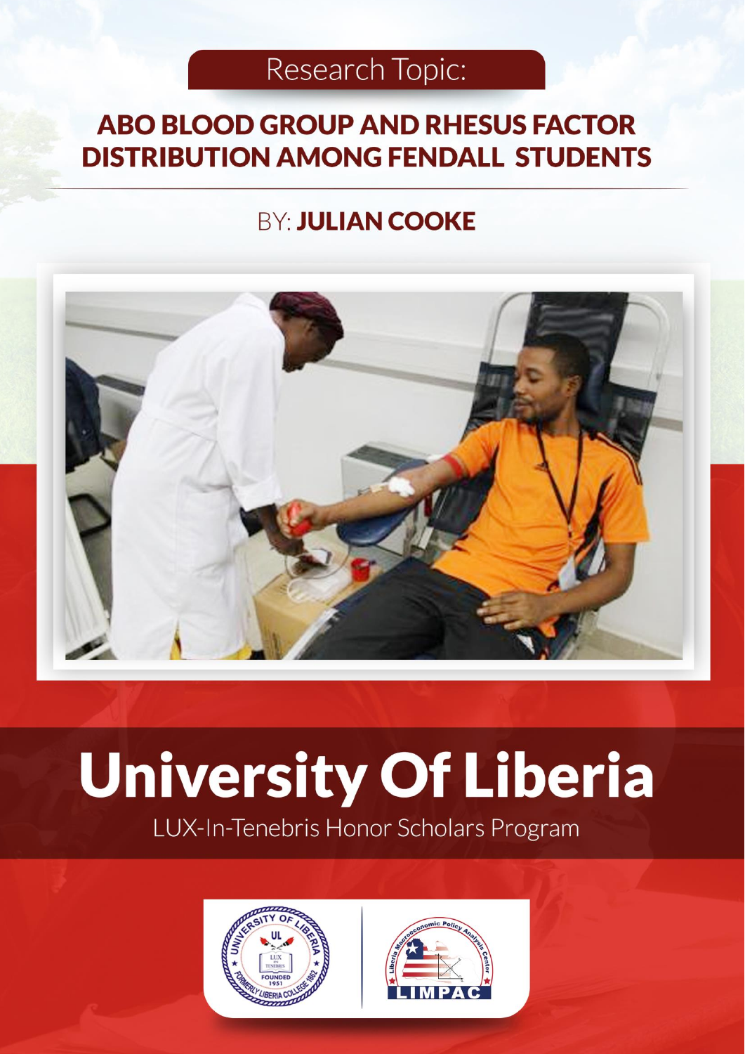Research Topic:

# ABO BLOOD GROUP AND RHESUS FACTOR DISTRIBUTION AMONG FENDALL STUDENTS

BY: **JULIAN COOKE**

## University Of Liberia

LUX-In-Tenebris Honor Scholars Program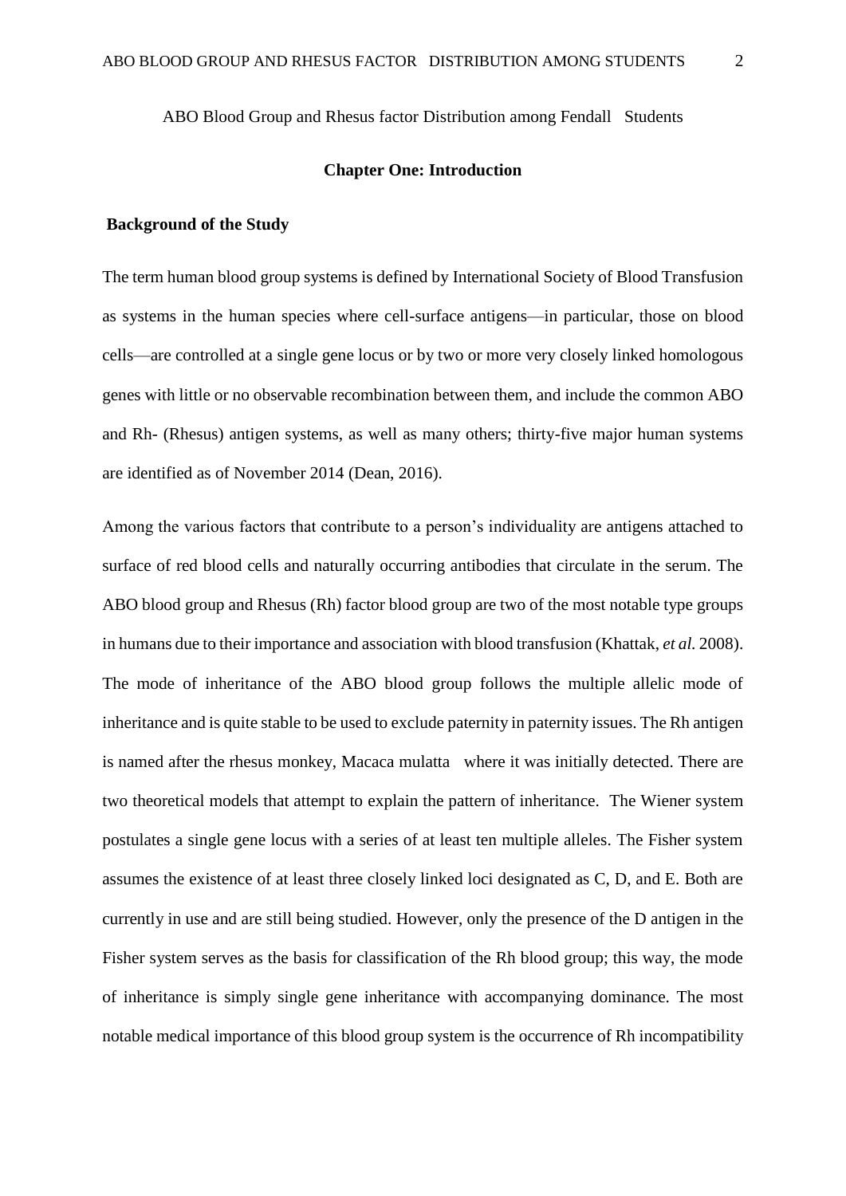ABO Blood Group and Rhesus factor Distribution among Fendall Students

## Chapter One: Introduction

### Background of the Study

The term human blood group systems is defined by International Society of Blood Transfusion as systems in the human species where cell-surface antigens—in particular, those on blood cells—are controlled at a single gene locus or by two or more very closely linked homologous genes with little or no observable recombination between them, and include the common ABO and Rh- (Rhesus) antigen systems, as well as many others; thirty-five major human systems are identified as of November 2014 (Dean, 2016).

Among the various factors that contribute to a person's individuality are antigens attached to surface of red blood cells and naturally occurring antibodies that circulate in the serum. The ABO blood group and Rhesus (Rh) factor blood group are two of the most notable type groups in humans due to their importance and association with blood transfusion (Khattak, *et al.* 2008). The mode of inheritance of the ABO blood group follows the multiple allelic mode of inheritance and is quite stable to be used to exclude paternity in paternity issues. The Rh antigen is named after the rhesus monkey, Macaca mulatta where it was initially detected. There are two theoretical models that attempt to explain the pattern of inheritance. The Wiener system postulates a single gene locus with a series of at least ten multiple alleles. The Fisher system assumes the existence of at least three closely linked loci designated as C, D, and E. Both are currently in use and are still being studied. However, only the presence of the D antigen in the Fisher system serves as the basis for classification of the Rh blood group; this way, the mode of inheritance is simply single gene inheritance with accompanying dominance. The most notable medical importance of this blood group system is the occurrence of Rh incompatibility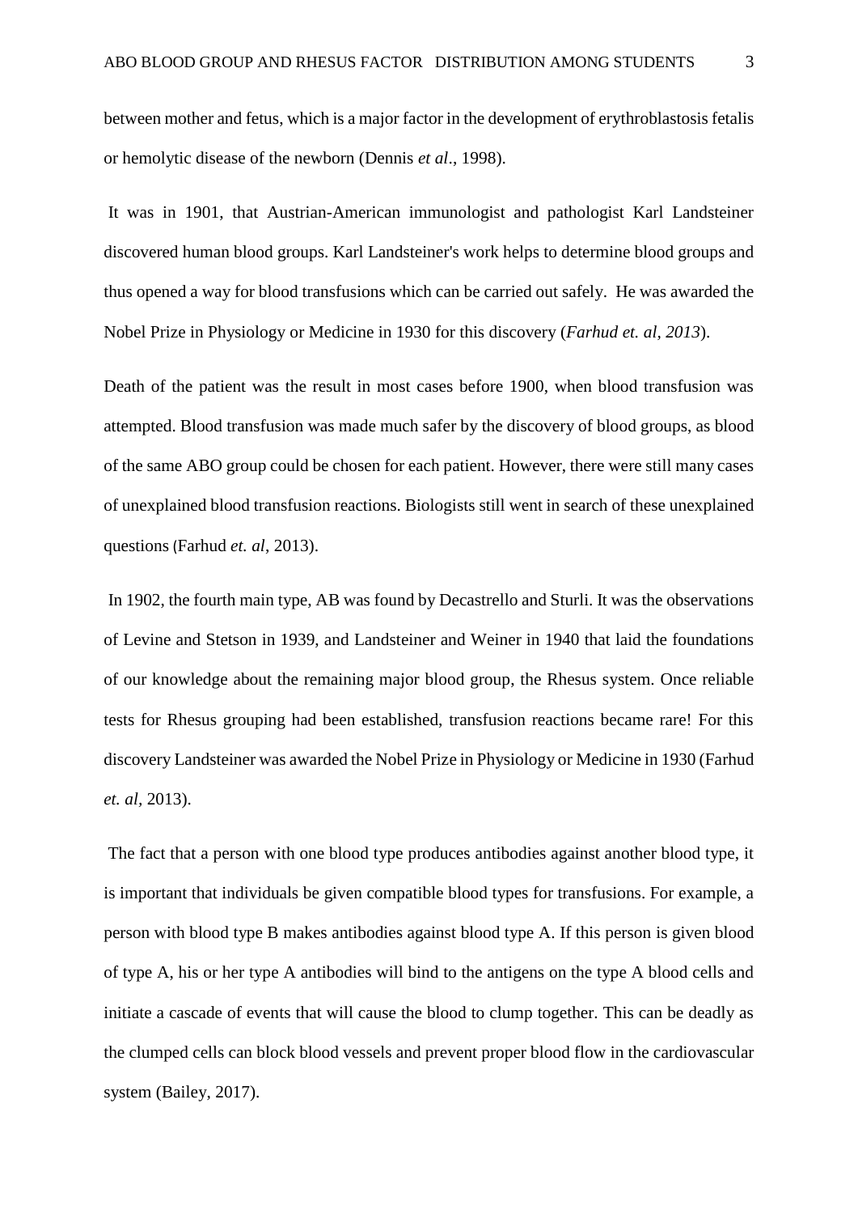between mother and fetus, which is a major factor in the development of erythroblastosis fetalis or hemolytic disease of the newborn (Dennis *et al*., 1998).

It was in 1901, that Austrian-American immunologist and pathologist Karl Landsteiner discovered human blood groups. Karl Landsteiner's work helps to determine blood groups and thus opened a way for blood transfusions which can be carried out safely. He was awarded the Nobel Prize in Physiology or Medicine in 1930 for this discovery (*Farhud et. al, 2013*).

Death of the patient was the result in most cases before 1900, when blood transfusion was attempted. Blood transfusion was made much safer by the discovery of blood groups, as blood of the same ABO group could be chosen for each patient. However, there were still many cases of unexplained blood transfusion reactions. Biologists still went in search of these unexplained questions (Farhud *et. al*, 2013).

In 1902, the fourth main type, AB was found by Decastrello and Sturli. It was the observations of Levine and Stetson in 1939, and Landsteiner and Weiner in 1940 that laid the foundations of our knowledge about the remaining major blood group, the Rhesus system. Once reliable tests for Rhesus grouping had been established, transfusion reactions became rare! For this discovery Landsteiner was awarded the Nobel Prize in Physiology or Medicine in 1930 (Farhud *et. al*, 2013).

The fact that a person with one blood type produces antibodies against another blood type, it is important that individuals be given compatible blood types for transfusions. For example, a person with blood type B makes antibodies against blood type A. If this person is given blood of type A, his or her type A antibodies will bind to the antigens on the type A blood cells and initiate a cascade of events that will cause the blood to clump together. This can be deadly as the clumped cells can block blood vessels and prevent proper blood flow in the cardiovascular system (Bailey, 2017).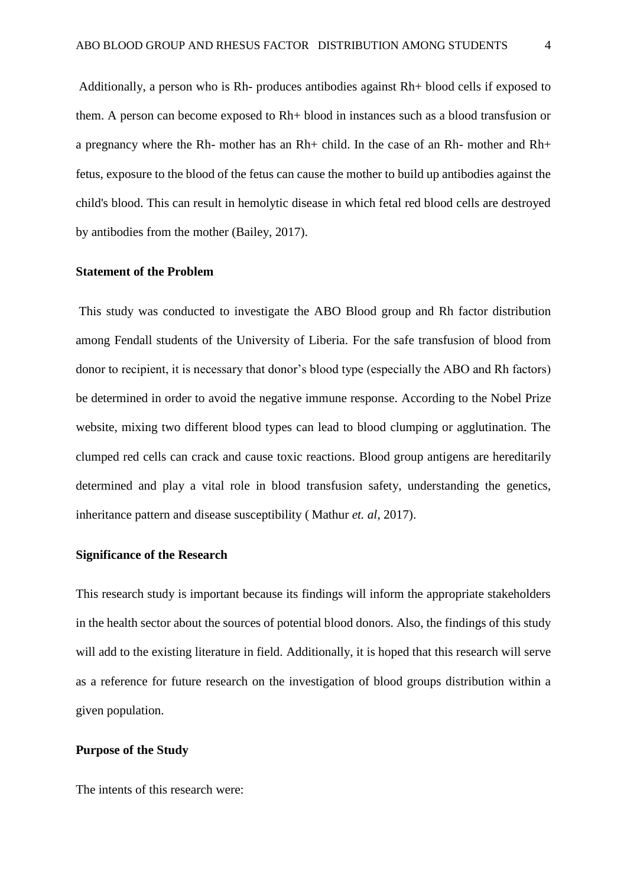Additionally, a person who is Rh- produces antibodies against Rh+ blood cells if exposed to them. A person can become exposed to Rh+ blood in instances such as a blood transfusion or a pregnancy where the Rh- mother has an Rh+ child. In the case of an Rh- mother and Rh+ fetus, exposure to the blood of the fetus can cause the mother to build up antibodies against the child's blood. This can result in hemolytic disease in which fetal red blood cells are destroyed by antibodies from the mother (Bailey, 2017).

**Statement of the Problem**

This study was conducted to investigate the ABO Blood group and Rh factor distribution among Fendall students of the University of Liberia. For the safe transfusion of blood from donor to recipient, it is necessary that donor's blood type (especially the ABO and Rh factors) be determined in order to avoid the negative immune response. According to the Nobel Prize website, mixing two different blood types can lead to blood clumping or agglutination. The clumped red cells can crack and cause toxic reactions. Blood group antigens are hereditarily determined and play a vital role in blood transfusion safety, understanding the genetics, inheritance pattern and disease susceptibility ( Mathur *et. al*, 2017).

**Significance of the Research**

This research study is important because its findings will inform the appropriate stakeholders in the health sector about the sources of potential blood donors. Also, the findings of this study will add to the existing literature in field. Additionally, it is hoped that this research will serve as a reference for future research on the investigation of blood groups distribution within a given population.

**Purpose of the Study**

The intents of this research were: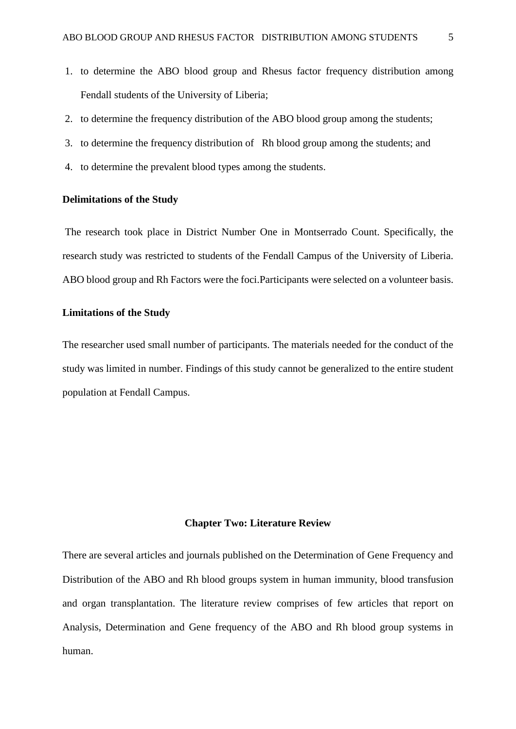1. to determine the ABO blood group and Rhesus factor frequency distribution among Fendall students of the University of Liberia;
2. to determine the frequency distribution of the ABO blood group among the students;
3. to determine the frequency distribution of Rh blood group among the students; and
4. to determine the prevalent blood types among the students.

**Delimitations of the Study**

The research took place in District Number One in Montserrado Count. Specifically, the research study was restricted to students of the Fendall Campus of the University of Liberia. ABO blood group and Rh Factors were the foci.Participants were selected on a volunteer basis.

**Limitations of the Study**

The researcher used small number of participants. The materials needed for the conduct of the study was limited in number. Findings of this study cannot be generalized to the entire student population at Fendall Campus.

## Chapter Two: Literature Review

There are several articles and journals published on the Determination of Gene Frequency and Distribution of the ABO and Rh blood groups system in human immunity, blood transfusion and organ transplantation. The literature review comprises of few articles that report on Analysis, Determination and Gene frequency of the ABO and Rh blood group systems in human.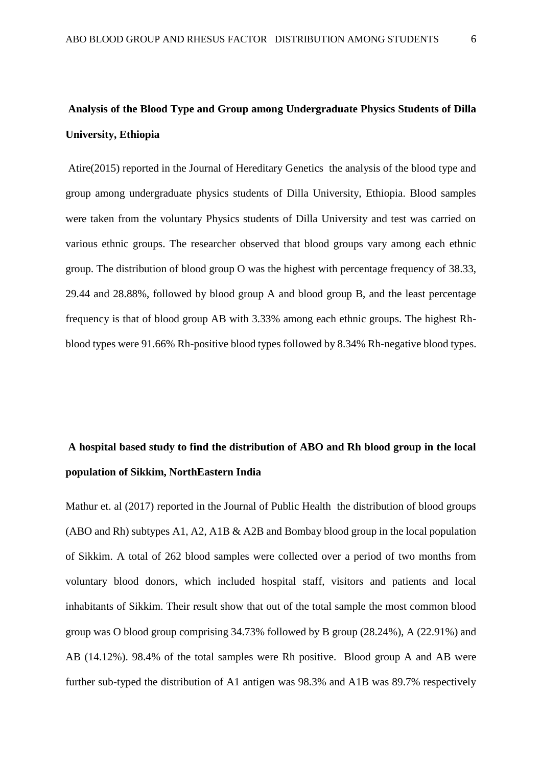## Analysis of the Blood Type and Group among Undergraduate Physics Students of Dilla University, Ethiopia

Atire(2015) reported in the Journal of Hereditary Genetics the analysis of the blood type and group among undergraduate physics students of Dilla University, Ethiopia. Blood samples were taken from the voluntary Physics students of Dilla University and test was carried on various ethnic groups. The researcher observed that blood groups vary among each ethnic group. The distribution of blood group O was the highest with percentage frequency of 38.33, 29.44 and 28.88%, followed by blood group A and blood group B, and the least percentage frequency is that of blood group AB with 3.33% among each ethnic groups. The highest Rh-blood types were 91.66% Rh-positive blood types followed by 8.34% Rh-negative blood types.

## A hospital based study to find the distribution of ABO and Rh blood group in the local population of Sikkim, NorthEastern India

Mathur et. al (2017) reported in the Journal of Public Health the distribution of blood groups (ABO and Rh) subtypes A1, A2, A1B & A2B and Bombay blood group in the local population of Sikkim. A total of 262 blood samples were collected over a period of two months from voluntary blood donors, which included hospital staff, visitors and patients and local inhabitants of Sikkim. Their result show that out of the total sample the most common blood group was O blood group comprising 34.73% followed by B group (28.24%), A (22.91%) and AB (14.12%). 98.4% of the total samples were Rh positive. Blood group A and AB were further sub-typed the distribution of A1 antigen was 98.3% and A1B was 89.7% respectively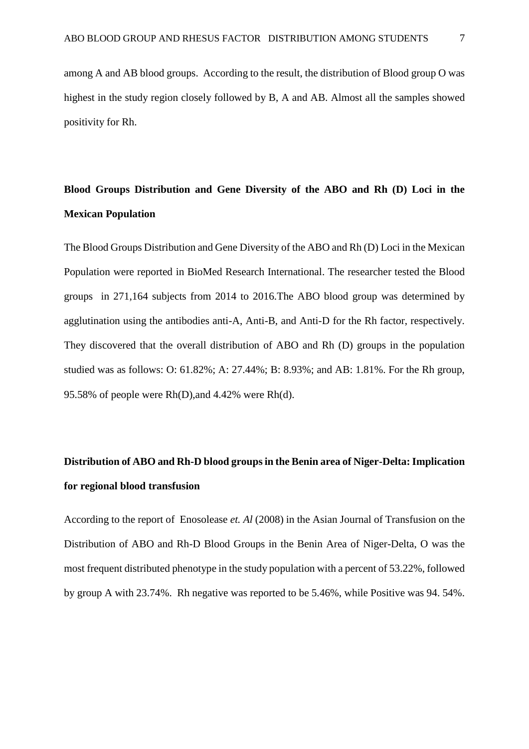among A and AB blood groups. According to the result, the distribution of Blood group O was highest in the study region closely followed by B, A and AB. Almost all the samples showed positivity for Rh.

## Blood Groups Distribution and Gene Diversity of the ABO and Rh (D) Loci in the Mexican Population

The Blood Groups Distribution and Gene Diversity of the ABO and Rh (D) Loci in the Mexican Population were reported in BioMed Research International. The researcher tested the Blood groups in 271,164 subjects from 2014 to 2016.The ABO blood group was determined by agglutination using the antibodies anti-A, Anti-B, and Anti-D for the Rh factor, respectively. They discovered that the overall distribution of ABO and Rh (D) groups in the population studied was as follows: O: 61.82%; A: 27.44%; B: 8.93%; and AB: 1.81%. For the Rh group, 95.58% of people were Rh(D),and 4.42% were Rh(d).

## Distribution of ABO and Rh-D blood groups in the Benin area of Niger-Delta: Implication for regional blood transfusion

According to the report of Enosolease *et. Al* (2008) in the Asian Journal of Transfusion on the Distribution of ABO and Rh-D Blood Groups in the Benin Area of Niger-Delta, O was the most frequent distributed phenotype in the study population with a percent of 53.22%, followed by group A with 23.74%. Rh negative was reported to be 5.46%, while Positive was 94. 54%.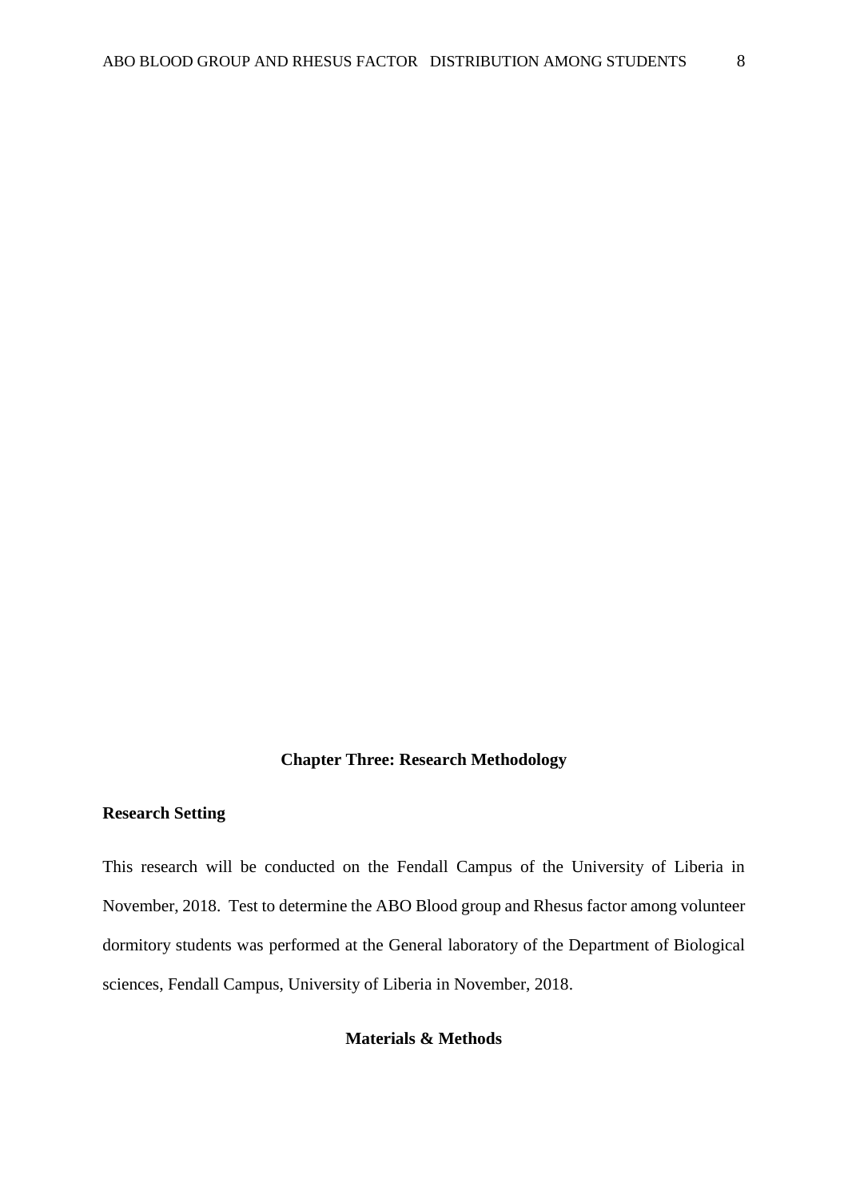## Chapter Three: Research Methodology

### Research Setting

This research will be conducted on the Fendall Campus of the University of Liberia in November, 2018. Test to determine the ABO Blood group and Rhesus factor among volunteer dormitory students was performed at the General laboratory of the Department of Biological sciences, Fendall Campus, University of Liberia in November, 2018.

### Materials & Methods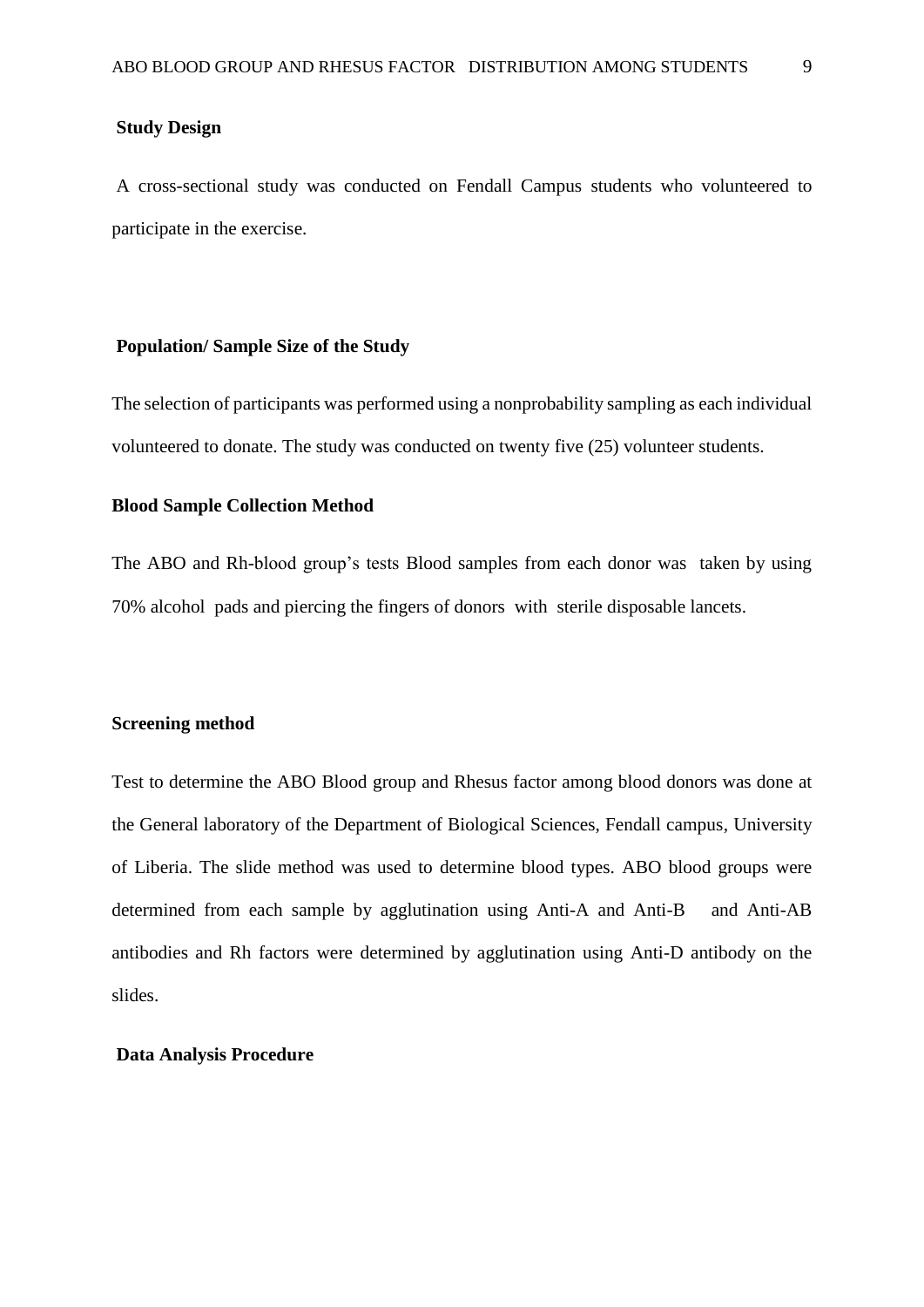**Study Design**

A cross-sectional study was conducted on Fendall Campus students who volunteered to participate in the exercise.

**Population/ Sample Size of the Study**

The selection of participants was performed using a nonprobability sampling as each individual volunteered to donate. The study was conducted on twenty five (25) volunteer students.

**Blood Sample Collection Method**

The ABO and Rh-blood group's tests Blood samples from each donor was taken by using 70% alcohol pads and piercing the fingers of donors with sterile disposable lancets.

**Screening method**

Test to determine the ABO Blood group and Rhesus factor among blood donors was done at the General laboratory of the Department of Biological Sciences, Fendall campus, University of Liberia. The slide method was used to determine blood types. ABO blood groups were determined from each sample by agglutination using Anti-A and Anti-B and Anti-AB antibodies and Rh factors were determined by agglutination using Anti-D antibody on the slides.

**Data Analysis Procedure**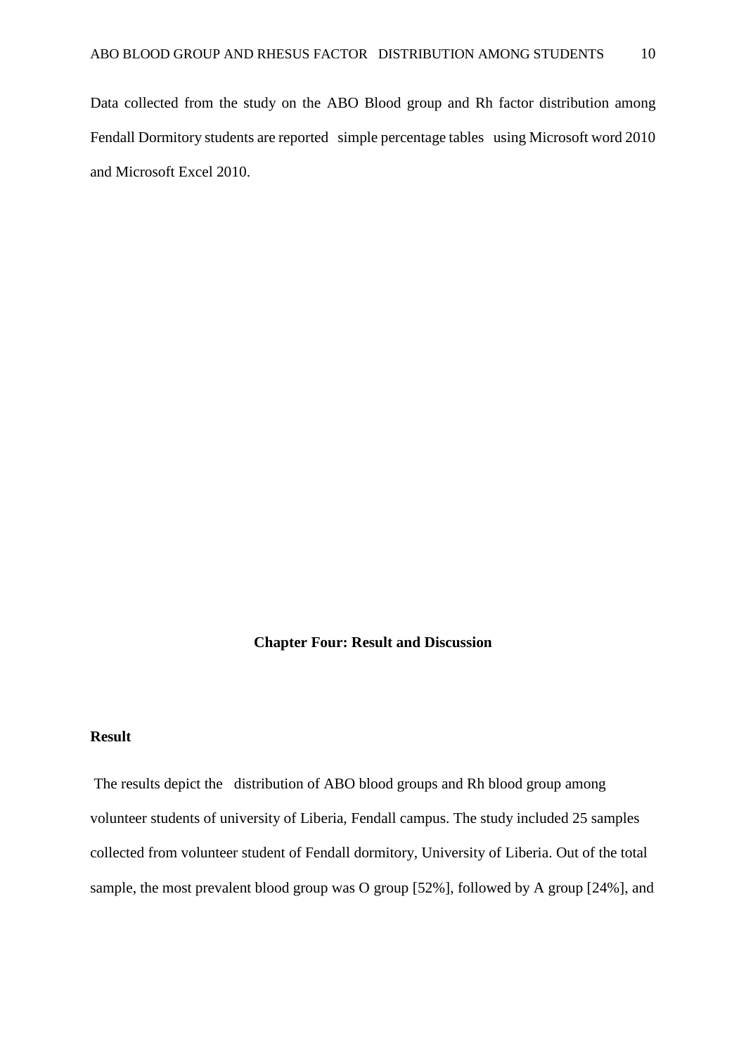Data collected from the study on the ABO Blood group and Rh factor distribution among Fendall Dormitory students are reported simple percentage tables using Microsoft word 2010 and Microsoft Excel 2010.

## Chapter Four: Result and Discussion

### Result

The results depict the distribution of ABO blood groups and Rh blood group among volunteer students of university of Liberia, Fendall campus. The study included 25 samples collected from volunteer student of Fendall dormitory, University of Liberia. Out of the total sample, the most prevalent blood group was O group [52%], followed by A group [24%], and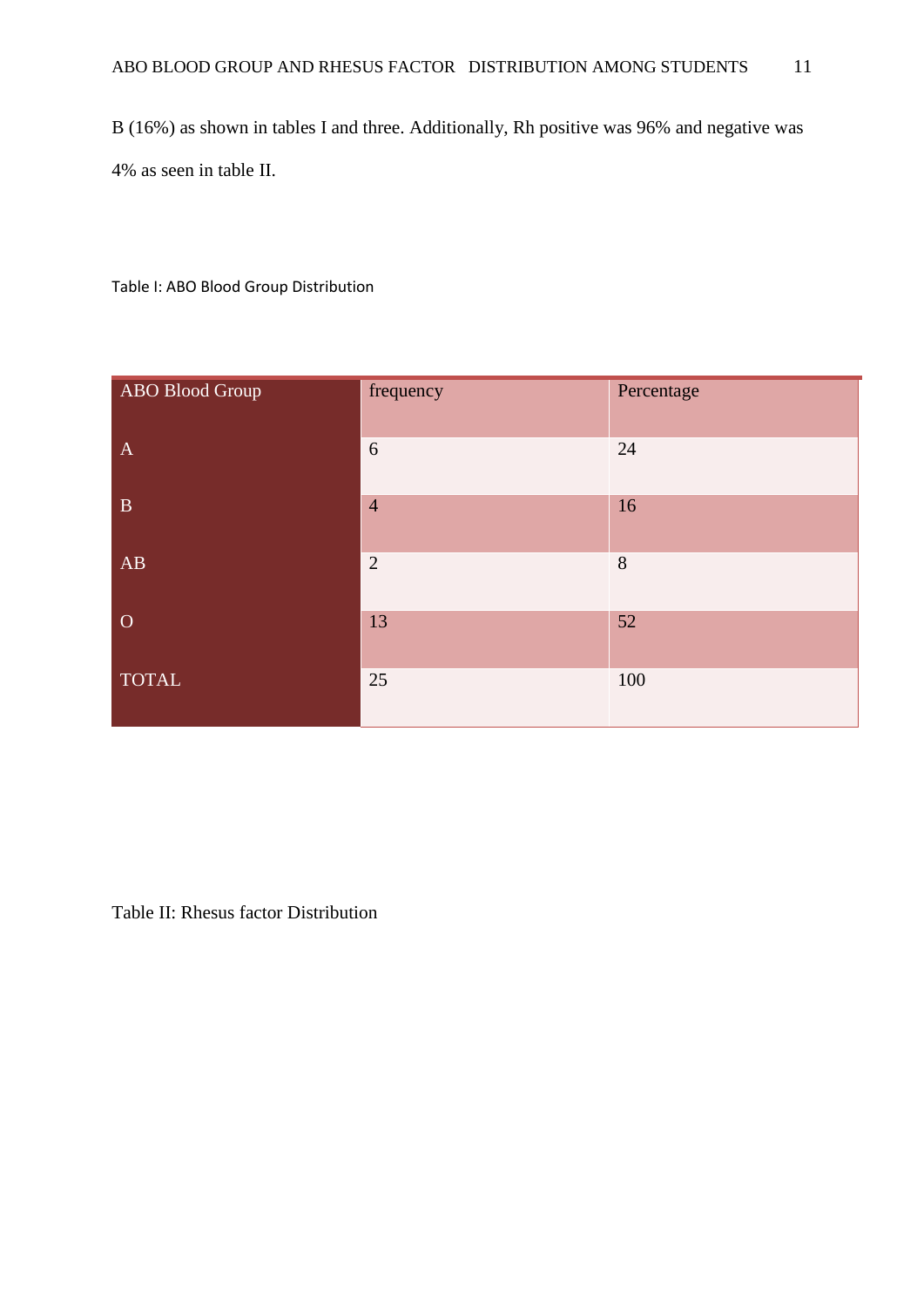B (16%) as shown in tables I and three. Additionally, Rh positive was 96% and negative was 4% as seen in table II.

Table I: ABO Blood Group Distribution

| ABO Blood Group | frequency | Percentage |
|---|---|---|
| A | 6 | 24 |
| B | 4 | 16 |
| AB | 2 | 8 |
| O | 13 | 52 |
| TOTAL | 25 | 100 |

Table II: Rhesus factor Distribution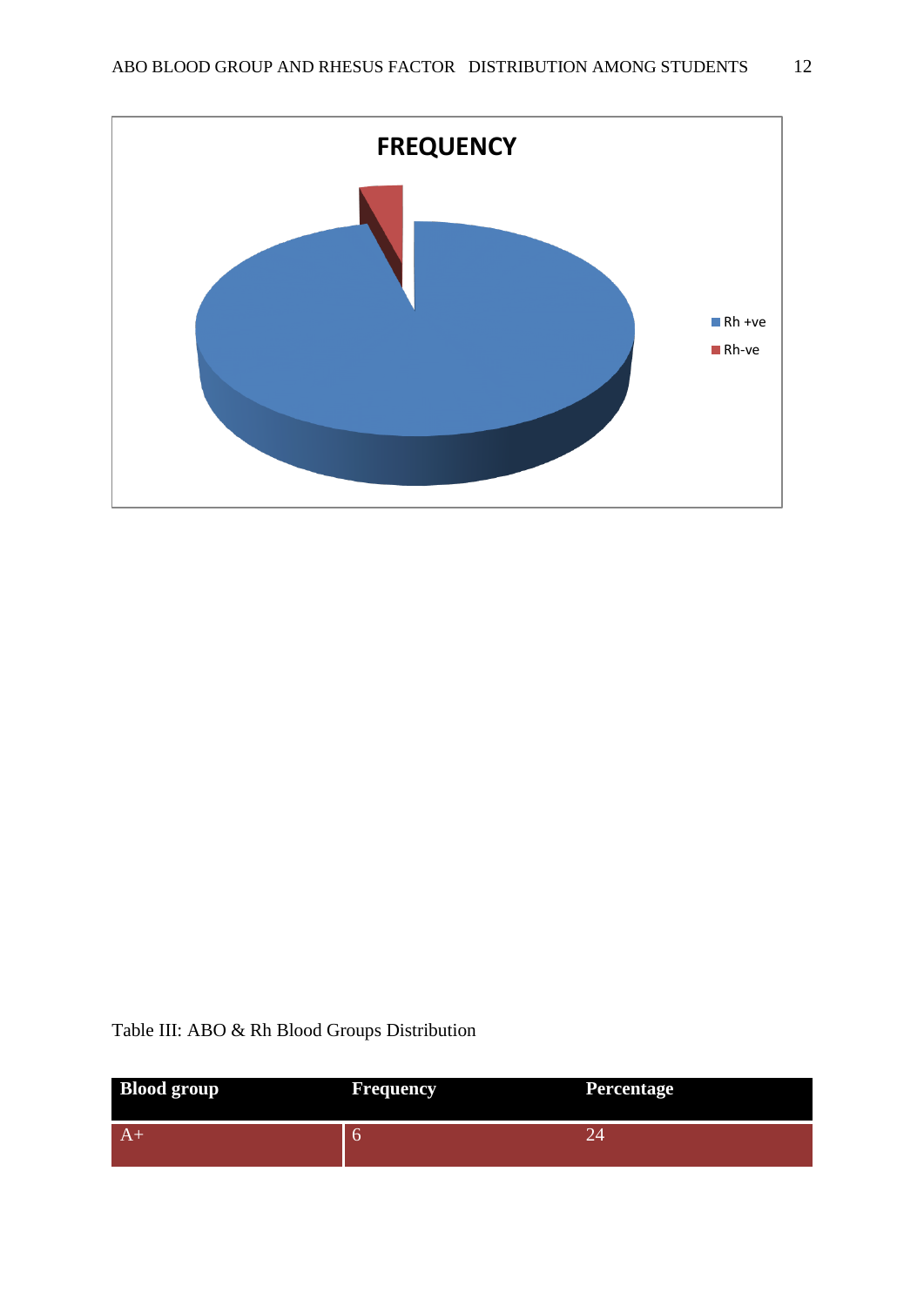FREQUENCY

Rh +ve

Rh-ve

Table III: ABO & Rh Blood Groups Distribution

| Blood group | Frequency | Percentage |
|---|---|---|
| A+ | 6 | 24 |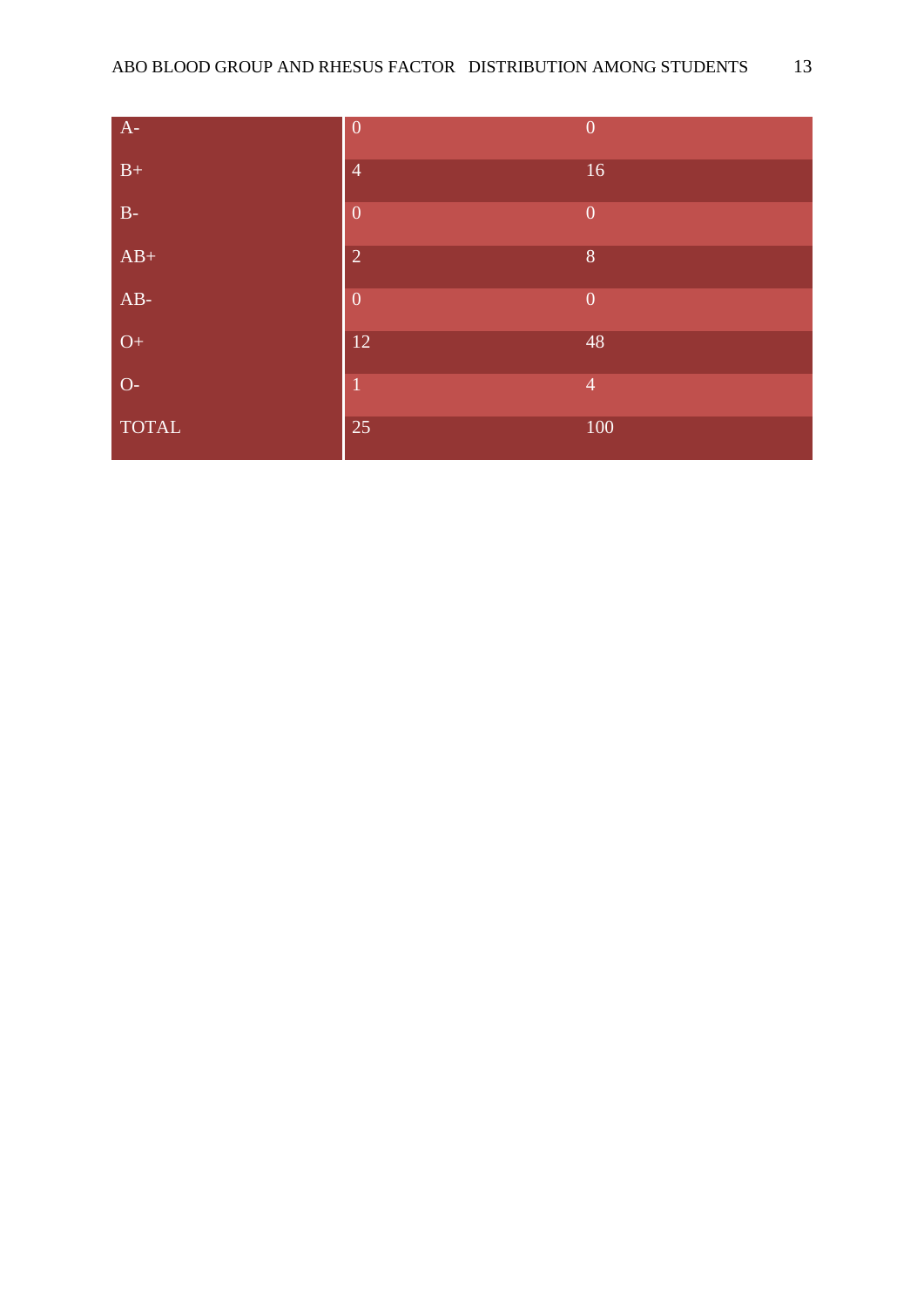| | | |
|---|---|---|
| A- | 0 | 0 |
| B+ | 4 | 16 |
| B- | 0 | 0 |
| AB+ | 2 | 8 |
| AB- | 0 | 0 |
| O+ | 12 | 48 |
| O- | 1 | 4 |
| TOTAL | 25 | 100 |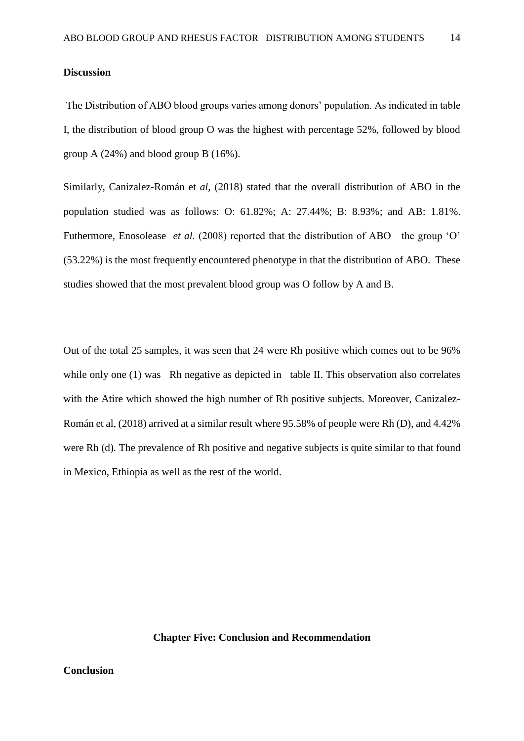**Discussion**

The Distribution of ABO blood groups varies among donors' population. As indicated in table I, the distribution of blood group O was the highest with percentage 52%, followed by blood group A (24%) and blood group B (16%).

Similarly, Canizalez-Román et *al*, (2018) stated that the overall distribution of ABO in the population studied was as follows: O: 61.82%; A: 27.44%; B: 8.93%; and AB: 1.81%. Futhermore, Enosolease *et al.* (2008) reported that the distribution of ABO the group 'O' (53.22%) is the most frequently encountered phenotype in that the distribution of ABO. These studies showed that the most prevalent blood group was O follow by A and B.

Out of the total 25 samples, it was seen that 24 were Rh positive which comes out to be 96% while only one (1) was Rh negative as depicted in table II. This observation also correlates with the Atire which showed the high number of Rh positive subjects. Moreover, Canizalez-Román et al, (2018) arrived at a similar result where 95.58% of people were Rh (D), and 4.42% were Rh (d). The prevalence of Rh positive and negative subjects is quite similar to that found in Mexico, Ethiopia as well as the rest of the world.

## Chapter Five: Conclusion and Recommendation

**Conclusion**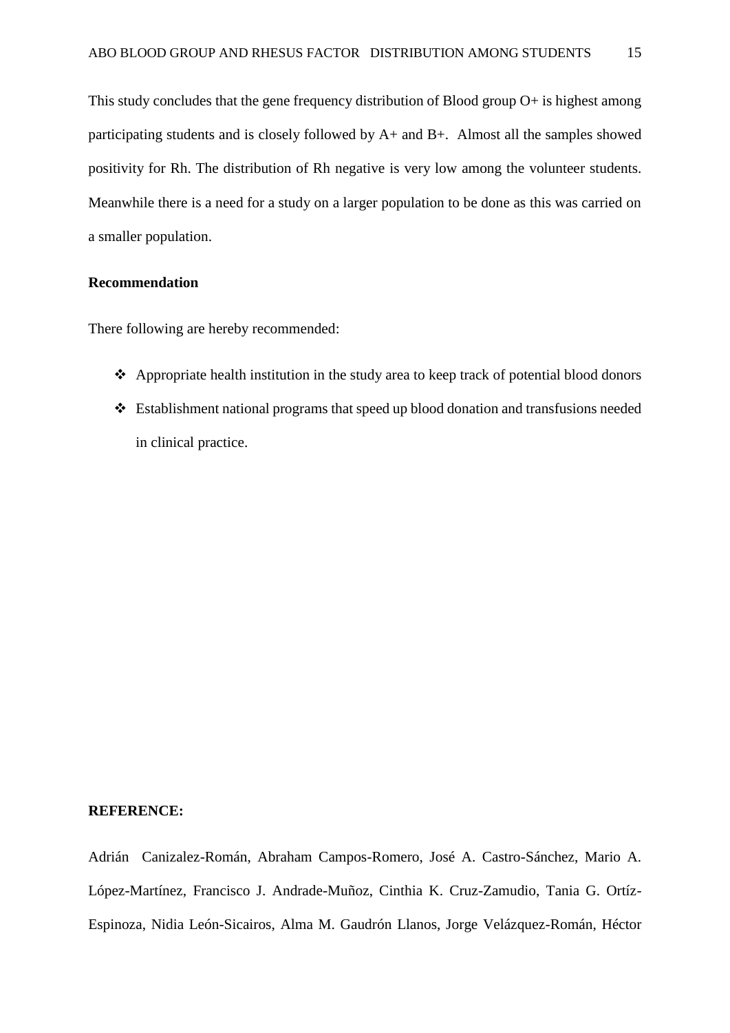This study concludes that the gene frequency distribution of Blood group O+ is highest among participating students and is closely followed by A+ and B+. Almost all the samples showed positivity for Rh. The distribution of Rh negative is very low among the volunteer students. Meanwhile there is a need for a study on a larger population to be done as this was carried on a smaller population.

**Recommendation**

There following are hereby recommended:

- Appropriate health institution in the study area to keep track of potential blood donors
- Establishment national programs that speed up blood donation and transfusions needed in clinical practice.

**REFERENCE:**

Adrián Canizalez-Román, Abraham Campos-Romero, José A. Castro-Sánchez, Mario A. López-Martínez, Francisco J. Andrade-Muñoz, Cinthia K. Cruz-Zamudio, Tania G. Ortíz-Espinoza, Nidia León-Sicairos, Alma M. Gaudrón Llanos, Jorge Velázquez-Román, Héctor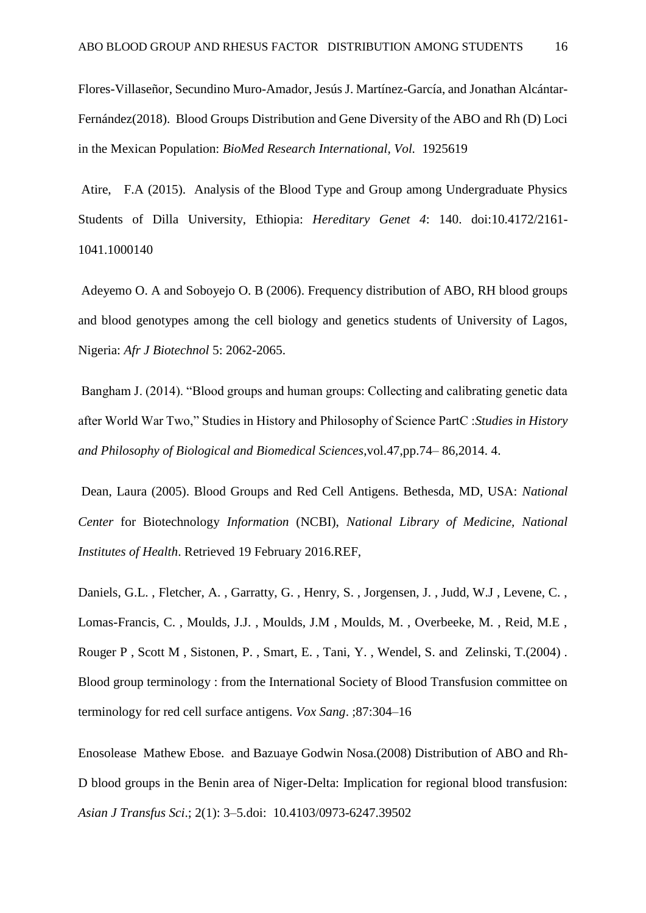Flores-Villaseñor, Secundino Muro-Amador, Jesús J. Martínez-García, and Jonathan Alcántar-Fernández(2018). Blood Groups Distribution and Gene Diversity of the ABO and Rh (D) Loci in the Mexican Population: *BioMed Research International, Vol.* 1925619

Atire, F.A (2015). Analysis of the Blood Type and Group among Undergraduate Physics Students of Dilla University, Ethiopia: *Hereditary Genet 4*: 140. doi:10.4172/2161-1041.1000140

Adeyemo O. A and Soboyejo O. B (2006). Frequency distribution of ABO, RH blood groups and blood genotypes among the cell biology and genetics students of University of Lagos, Nigeria: *Afr J Biotechnol* 5: 2062-2065.

Bangham J. (2014). "Blood groups and human groups: Collecting and calibrating genetic data after World War Two," Studies in History and Philosophy of Science PartC :*Studies in History and Philosophy of Biological and Biomedical Sciences*,vol.47,pp.74– 86,2014. 4.

Dean, Laura (2005). Blood Groups and Red Cell Antigens. Bethesda, MD, USA: *National Center* for Biotechnology *Information* (NCBI), *National Library of Medicine*, *National Institutes of Health*. Retrieved 19 February 2016.REF,

Daniels, G.L. , Fletcher, A. , Garratty, G. , Henry, S. , Jorgensen, J. , Judd, W.J , Levene, C. , Lomas-Francis, C. , Moulds, J.J. , Moulds, J.M , Moulds, M. , Overbeeke, M. , Reid, M.E , Rouger P , Scott M , Sistonen, P. , Smart, E. , Tani, Y. , Wendel, S. and Zelinski, T.(2004) . Blood group terminology : from the International Society of Blood Transfusion committee on terminology for red cell surface antigens. *Vox Sang*. ;87:304–16

Enosolease Mathew Ebose. and Bazuaye Godwin Nosa.(2008) Distribution of ABO and Rh-D blood groups in the Benin area of Niger-Delta: Implication for regional blood transfusion: *Asian J Transfus Sci*.; 2(1): 3–5.doi: 10.4103/0973-6247.39502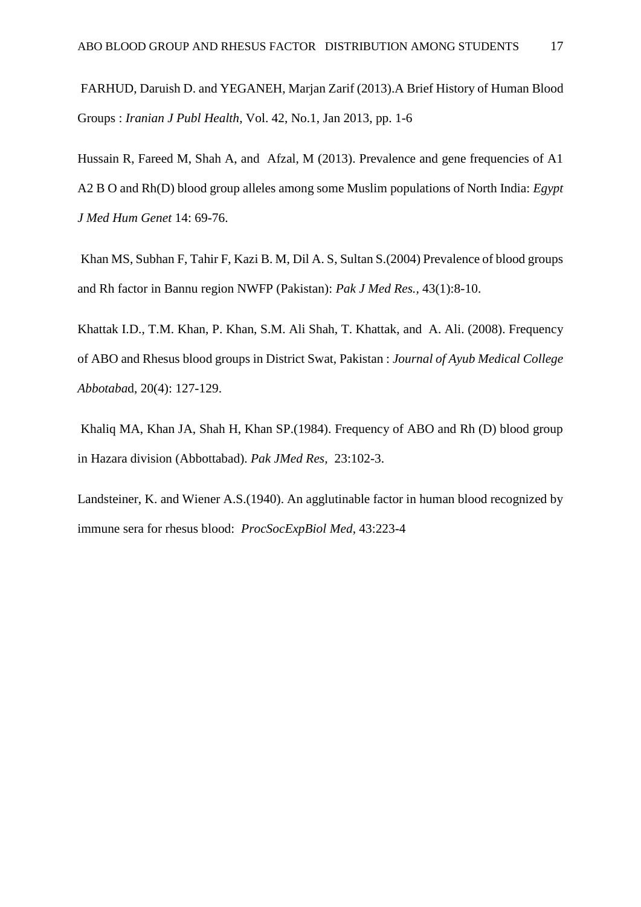FARHUD, Daruish D. and YEGANEH, Marjan Zarif (2013).A Brief History of Human Blood Groups : *Iranian J Publ Health*, Vol. 42, No.1, Jan 2013, pp. 1-6

Hussain R, Fareed M, Shah A, and Afzal, M (2013). Prevalence and gene frequencies of A1 A2 B O and Rh(D) blood group alleles among some Muslim populations of North India: *Egypt J Med Hum Genet* 14: 69-76.

Khan MS, Subhan F, Tahir F, Kazi B. M, Dil A. S, Sultan S.(2004) Prevalence of blood groups and Rh factor in Bannu region NWFP (Pakistan): *Pak J Med Res.*, 43(1):8-10.

Khattak I.D., T.M. Khan, P. Khan, S.M. Ali Shah, T. Khattak, and A. Ali. (2008). Frequency of ABO and Rhesus blood groups in District Swat, Pakistan : *Journal of Ayub Medical College Abbotaba*d, 20(4): 127-129.

Khaliq MA, Khan JA, Shah H, Khan SP.(1984). Frequency of ABO and Rh (D) blood group in Hazara division (Abbottabad). *Pak JMed Res*, 23:102-3.

Landsteiner, K. and Wiener A.S.(1940). An agglutinable factor in human blood recognized by immune sera for rhesus blood: *ProcSocExpBiol Med*, 43:223-4